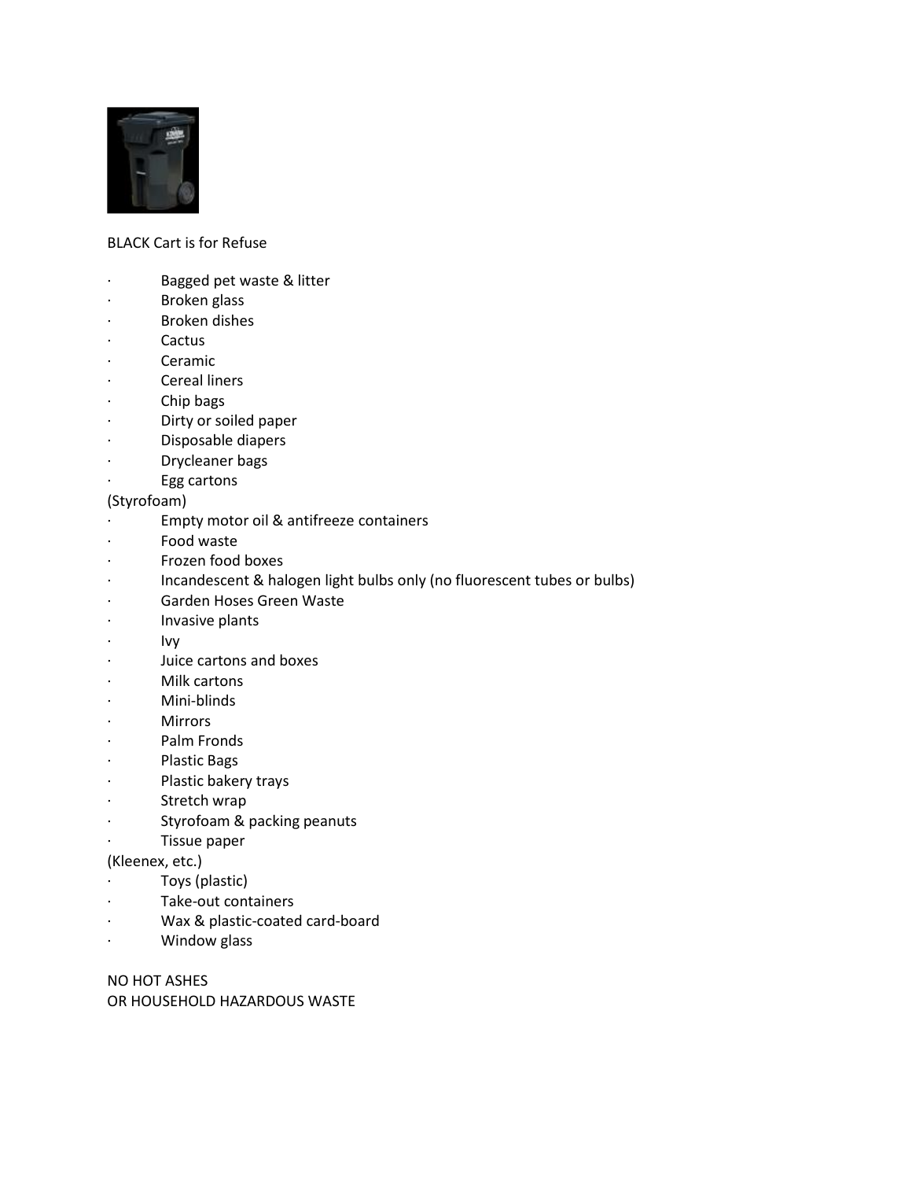BLACK Cart is for Refuse

- Bagged pet waste & litter
- Broken glass
- Broken dishes
- Cactus
- Ceramic
- Cereal liners
- Chip bags
- Dirty or soiled paper
- Disposable diapers
- Drycleaner bags
- Egg cartons

(Styrofoam)

- Empty motor oil & antifreeze containers
- Food waste
- Frozen food boxes
- Incandescent & halogen light bulbs only (no fluorescent tubes or bulbs)
- Garden Hoses Green Waste
- Invasive plants
- Ivy
- Juice cartons and boxes
- Milk cartons
- Mini-blinds
- Mirrors
- Palm Fronds
- Plastic Bags
- Plastic bakery trays
- Stretch wrap
- Styrofoam & packing peanuts
- Tissue paper

(Kleenex, etc.)

- Toys (plastic)
- Take-out containers
- Wax & plastic-coated card-board
- Window glass

NO HOT ASHES
OR HOUSEHOLD HAZARDOUS WASTE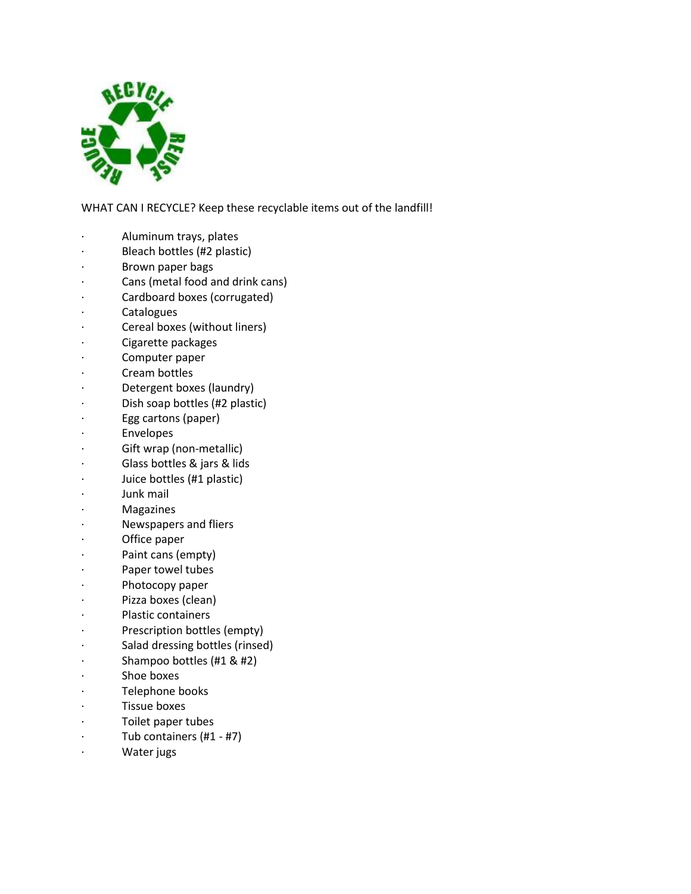WHAT CAN I RECYCLE? Keep these recyclable items out of the landfill!

- Aluminum trays, plates
- Bleach bottles (#2 plastic)
- Brown paper bags
- Cans (metal food and drink cans)
- Cardboard boxes (corrugated)
- Catalogues
- Cereal boxes (without liners)
- Cigarette packages
- Computer paper
- Cream bottles
- Detergent boxes (laundry)
- Dish soap bottles (#2 plastic)
- Egg cartons (paper)
- Envelopes
- Gift wrap (non-metallic)
- Glass bottles & jars & lids
- Juice bottles (#1 plastic)
- Junk mail
- Magazines
- Newspapers and fliers
- Office paper
- Paint cans (empty)
- Paper towel tubes
- Photocopy paper
- Pizza boxes (clean)
- Plastic containers
- Prescription bottles (empty)
- Salad dressing bottles (rinsed)
- Shampoo bottles (#1 & #2)
- Shoe boxes
- Telephone books
- Tissue boxes
- Toilet paper tubes
- Tub containers (#1 - #7)
- Water jugs